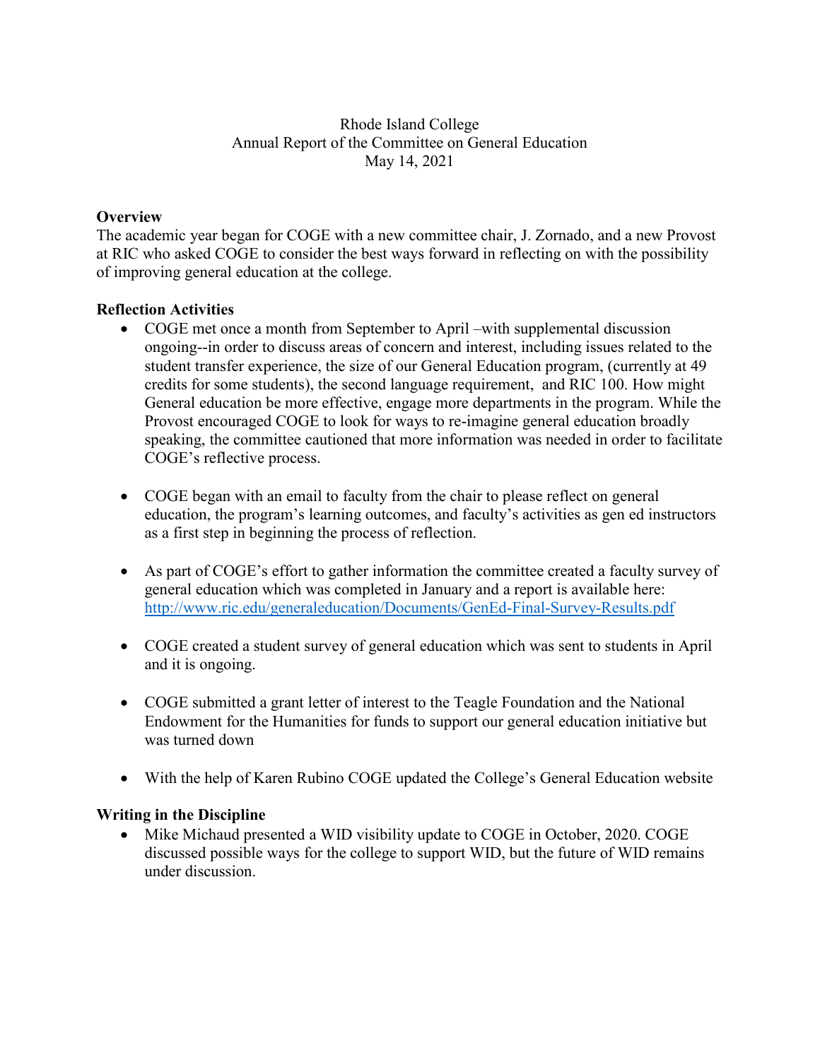Rhode Island College
Annual Report of the Committee on General Education
May 14, 2021

**Overview**

The academic year began for COGE with a new committee chair, J. Zornado, and a new Provost at RIC who asked COGE to consider the best ways forward in reflecting on with the possibility of improving general education at the college.

**Reflection Activities**

- COGE met once a month from September to April –with supplemental discussion ongoing--in order to discuss areas of concern and interest, including issues related to the student transfer experience, the size of our General Education program, (currently at 49 credits for some students), the second language requirement, and RIC 100. How might General education be more effective, engage more departments in the program. While the Provost encouraged COGE to look for ways to re-imagine general education broadly speaking, the committee cautioned that more information was needed in order to facilitate COGE's reflective process.

- COGE began with an email to faculty from the chair to please reflect on general education, the program's learning outcomes, and faculty's activities as gen ed instructors as a first step in beginning the process of reflection.

- As part of COGE's effort to gather information the committee created a faculty survey of general education which was completed in January and a report is available here: http://www.ric.edu/generaleducation/Documents/GenEd-Final-Survey-Results.pdf

- COGE created a student survey of general education which was sent to students in April and it is ongoing.

- COGE submitted a grant letter of interest to the Teagle Foundation and the National Endowment for the Humanities for funds to support our general education initiative but was turned down

- With the help of Karen Rubino COGE updated the College's General Education website

**Writing in the Discipline**

- Mike Michaud presented a WID visibility update to COGE in October, 2020. COGE discussed possible ways for the college to support WID, but the future of WID remains under discussion.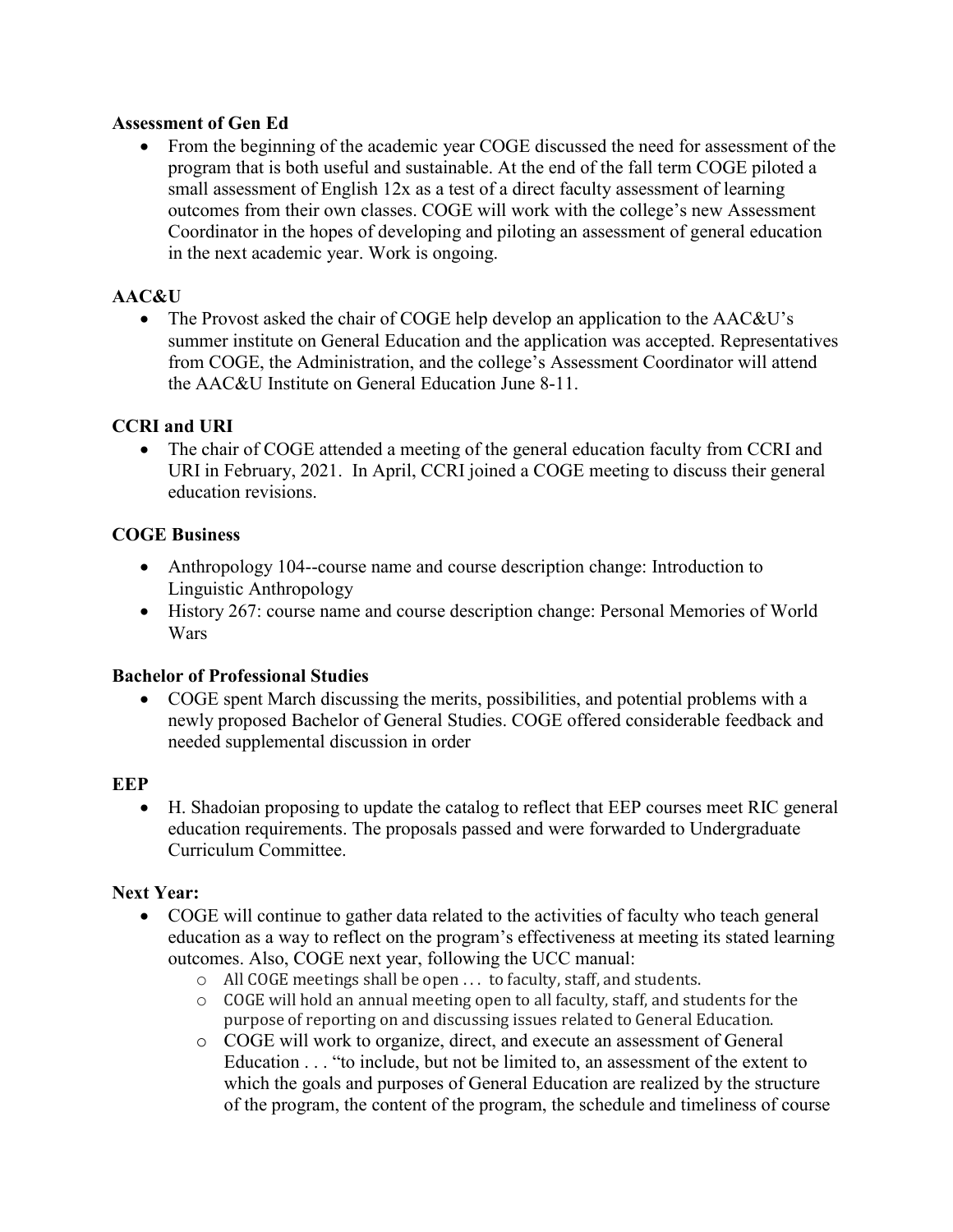**Assessment of Gen Ed**

- From the beginning of the academic year COGE discussed the need for assessment of the program that is both useful and sustainable. At the end of the fall term COGE piloted a small assessment of English 12x as a test of a direct faculty assessment of learning outcomes from their own classes. COGE will work with the college's new Assessment Coordinator in the hopes of developing and piloting an assessment of general education in the next academic year. Work is ongoing.

**AAC&U**

- The Provost asked the chair of COGE help develop an application to the AAC&U's summer institute on General Education and the application was accepted. Representatives from COGE, the Administration, and the college's Assessment Coordinator will attend the AAC&U Institute on General Education June 8-11.

**CCRI and URI**

- The chair of COGE attended a meeting of the general education faculty from CCRI and URI in February, 2021. In April, CCRI joined a COGE meeting to discuss their general education revisions.

**COGE Business**

- Anthropology 104--course name and course description change: Introduction to Linguistic Anthropology
- History 267: course name and course description change: Personal Memories of World Wars

**Bachelor of Professional Studies**

- COGE spent March discussing the merits, possibilities, and potential problems with a newly proposed Bachelor of General Studies. COGE offered considerable feedback and needed supplemental discussion in order

**EEP**

- H. Shadoian proposing to update the catalog to reflect that EEP courses meet RIC general education requirements. The proposals passed and were forwarded to Undergraduate Curriculum Committee.

**Next Year:**

- COGE will continue to gather data related to the activities of faculty who teach general education as a way to reflect on the program's effectiveness at meeting its stated learning outcomes. Also, COGE next year, following the UCC manual:
  - All COGE meetings shall be open . . . to faculty, staff, and students.
  - COGE will hold an annual meeting open to all faculty, staff, and students for the purpose of reporting on and discussing issues related to General Education.
  - COGE will work to organize, direct, and execute an assessment of General Education . . . "to include, but not be limited to, an assessment of the extent to which the goals and purposes of General Education are realized by the structure of the program, the content of the program, the schedule and timeliness of course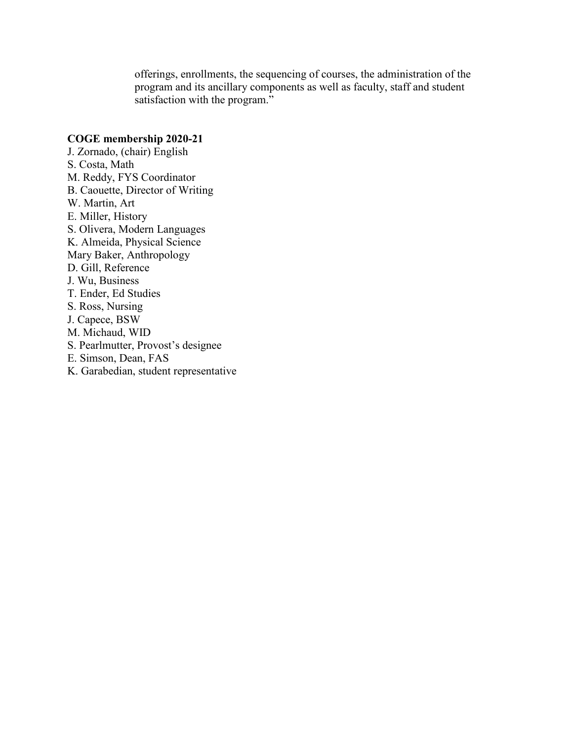> offerings, enrollments, the sequencing of courses, the administration of the program and its ancillary components as well as faculty, staff and student satisfaction with the program."

**COGE membership 2020-21**

J. Zornado, (chair) English
S. Costa, Math
M. Reddy, FYS Coordinator
B. Caouette, Director of Writing
W. Martin, Art
E. Miller, History
S. Olivera, Modern Languages
K. Almeida, Physical Science
Mary Baker, Anthropology
D. Gill, Reference
J. Wu, Business
T. Ender, Ed Studies
S. Ross, Nursing
J. Capece, BSW
M. Michaud, WID
S. Pearlmutter, Provost's designee
E. Simson, Dean, FAS
K. Garabedian, student representative